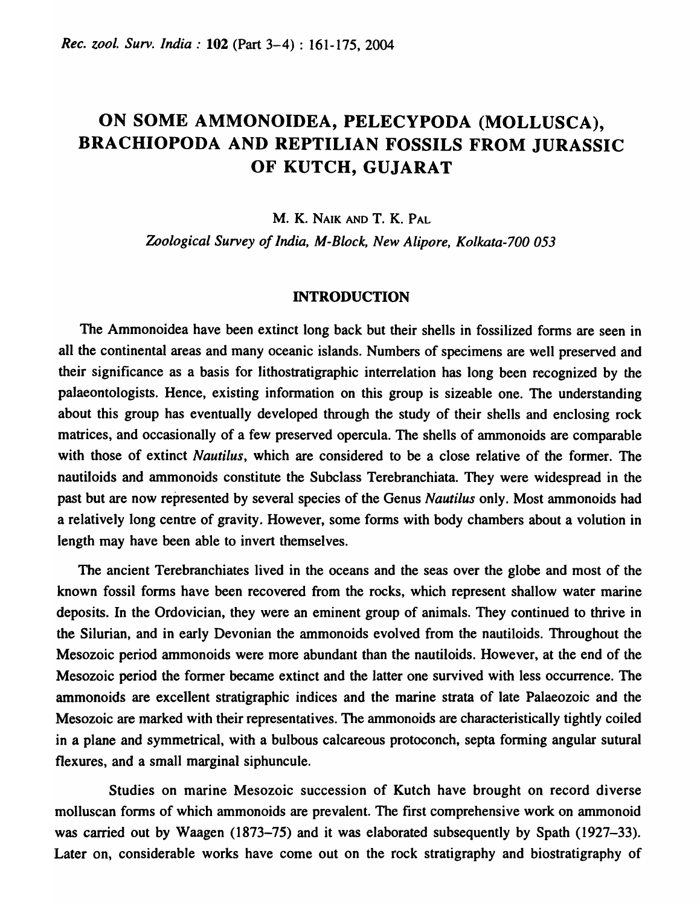# ON SOME AMMONOIDEA, PELECYPODA (MOLLUSCA), BRACHIOPODA AND REPTILIAN FOSSILS FROM JURASSIC OF KUTCH, GUJARAT

M. K. NAIK AND T. K. PAL

*Zoological Survey of India, M-Block, New Alipore, Kolkata-700 053*

## INTRODUCTION

The Ammonoidea have been extinct long back but their shells in fossilized forms are seen in all the continental areas and many oceanic islands. Numbers of specimens are well preserved and their significance as a basis for lithostratigraphic interrelation has long been recognized by the palaeontologists. Hence, existing information on this group is sizeable one. The understanding about this group has eventually developed through the study of their shells and enclosing rock matrices, and occasionally of a few preserved opercula. The shells of ammonoids are comparable with those of extinct *Nautilus*, which are considered to be a close relative of the former. The nautiloids and ammonoids constitute the Subclass Terebranchiata. They were widespread in the past but are now represented by several species of the Genus *Nautilus* only. Most ammonoids had a relatively long centre of gravity. However, some forms with body chambers about a volution in length may have been able to invert themselves.

The ancient Terebranchiates lived in the oceans and the seas over the globe and most of the known fossil forms have been recovered from the rocks, which represent shallow water marine deposits. In the Ordovician, they were an eminent group of animals. They continued to thrive in the Silurian, and in early Devonian the ammonoids evolved from the nautiloids. Throughout the Mesozoic period ammonoids were more abundant than the nautiloids. However, at the end of the Mesozoic period the former became extinct and the latter one survived with less occurrence. The ammonoids are excellent stratigraphic indices and the marine strata of late Palaeozoic and the Mesozoic are marked with their representatives. The ammonoids are characteristically tightly coiled in a plane and symmetrical, with a bulbous calcareous protoconch, septa forming angular sutural flexures, and a small marginal siphuncule.

Studies on marine Mesozoic succession of Kutch have brought on record diverse molluscan forms of which ammonoids are prevalent. The first comprehensive work on ammonoid was carried out by Waagen (1873–75) and it was elaborated subsequently by Spath (1927–33). Later on, considerable works have come out on the rock stratigraphy and biostratigraphy of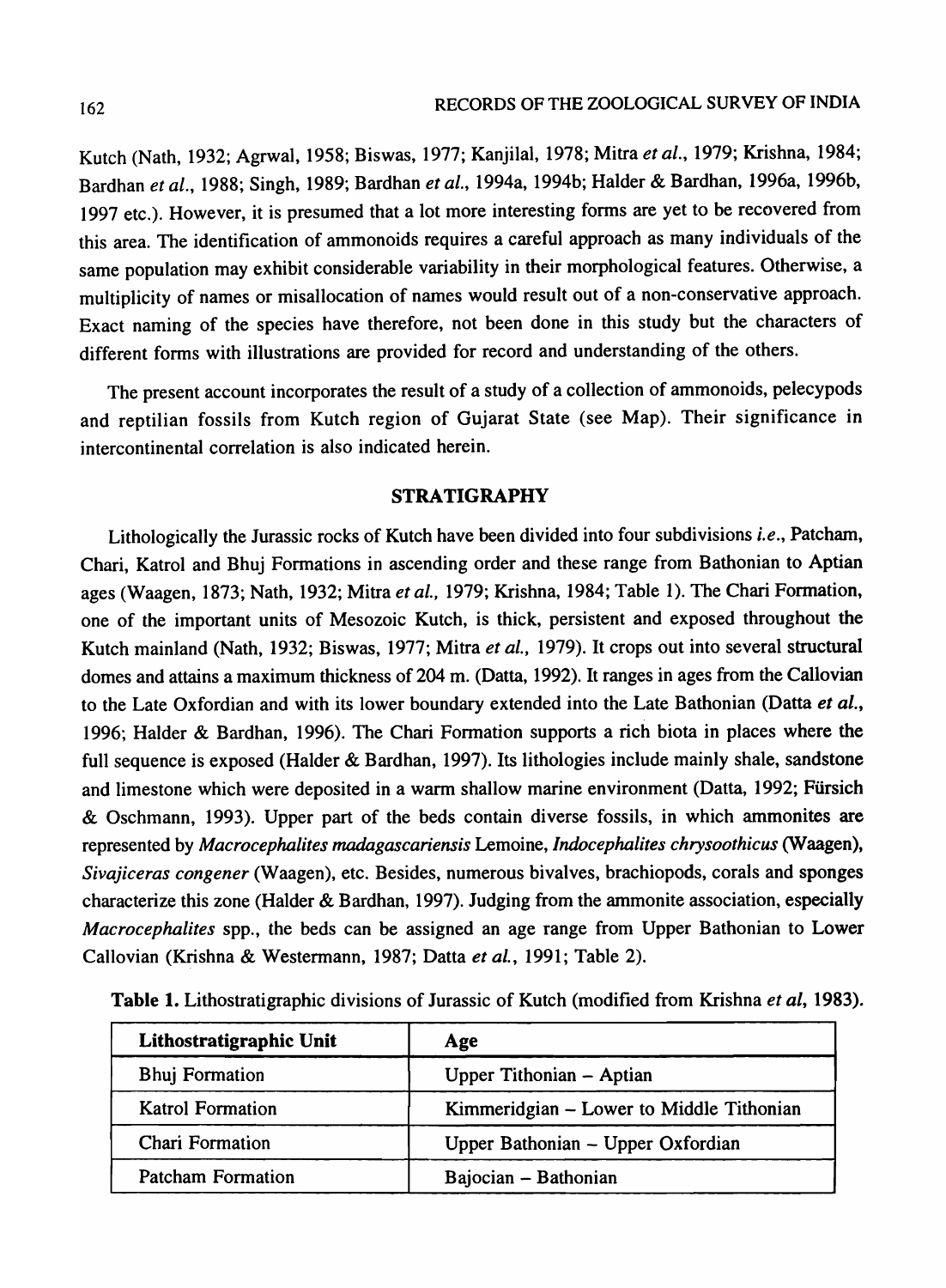Kutch (Nath, 1932; Agrwal, 1958; Biswas, 1977; Kanjilal, 1978; Mitra *et al.*, 1979; Krishna, 1984; Bardhan *et al.*, 1988; Singh, 1989; Bardhan *et al.*, 1994a, 1994b; Halder & Bardhan, 1996a, 1996b, 1997 etc.). However, it is presumed that a lot more interesting forms are yet to be recovered from this area. The identification of ammonoids requires a careful approach as many individuals of the same population may exhibit considerable variability in their morphological features. Otherwise, a multiplicity of names or misallocation of names would result out of a non-conservative approach. Exact naming of the species have therefore, not been done in this study but the characters of different forms with illustrations are provided for record and understanding of the others.

The present account incorporates the result of a study of a collection of ammonoids, pelecypods and reptilian fossils from Kutch region of Gujarat State (see Map). Their significance in intercontinental correlation is also indicated herein.

## STRATIGRAPHY

Lithologically the Jurassic rocks of Kutch have been divided into four subdivisions *i.e.*, Patcham, Chari, Katrol and Bhuj Formations in ascending order and these range from Bathonian to Aptian ages (Waagen, 1873; Nath, 1932; Mitra *et al.*, 1979; Krishna, 1984; Table 1). The Chari Formation, one of the important units of Mesozoic Kutch, is thick, persistent and exposed throughout the Kutch mainland (Nath, 1932; Biswas, 1977; Mitra *et al.*, 1979). It crops out into several structural domes and attains a maximum thickness of 204 m. (Datta, 1992). It ranges in ages from the Callovian to the Late Oxfordian and with its lower boundary extended into the Late Bathonian (Datta *et al.*, 1996; Halder & Bardhan, 1996). The Chari Formation supports a rich biota in places where the full sequence is exposed (Halder & Bardhan, 1997). Its lithologies include mainly shale, sandstone and limestone which were deposited in a warm shallow marine environment (Datta, 1992; Fürsich & Oschmann, 1993). Upper part of the beds contain diverse fossils, in which ammonites are represented by *Macrocephalites madagascariensis* Lemoine, *Indocephalites chrysoothicus* (Waagen), *Sivajiceras congener* (Waagen), etc. Besides, numerous bivalves, brachiopods, corals and sponges characterize this zone (Halder & Bardhan, 1997). Judging from the ammonite association, especially *Macrocephalites* spp., the beds can be assigned an age range from Upper Bathonian to Lower Callovian (Krishna & Westermann, 1987; Datta *et al.*, 1991; Table 2).

**Table 1.** Lithostratigraphic divisions of Jurassic of Kutch (modified from Krishna *et al*, 1983).

| **Lithostratigraphic Unit** | **Age** |
|---|---|
| Bhuj Formation | Upper Tithonian – Aptian |
| Katrol Formation | Kimmeridgian – Lower to Middle Tithonian |
| Chari Formation | Upper Bathonian – Upper Oxfordian |
| Patcham Formation | Bajocian – Bathonian |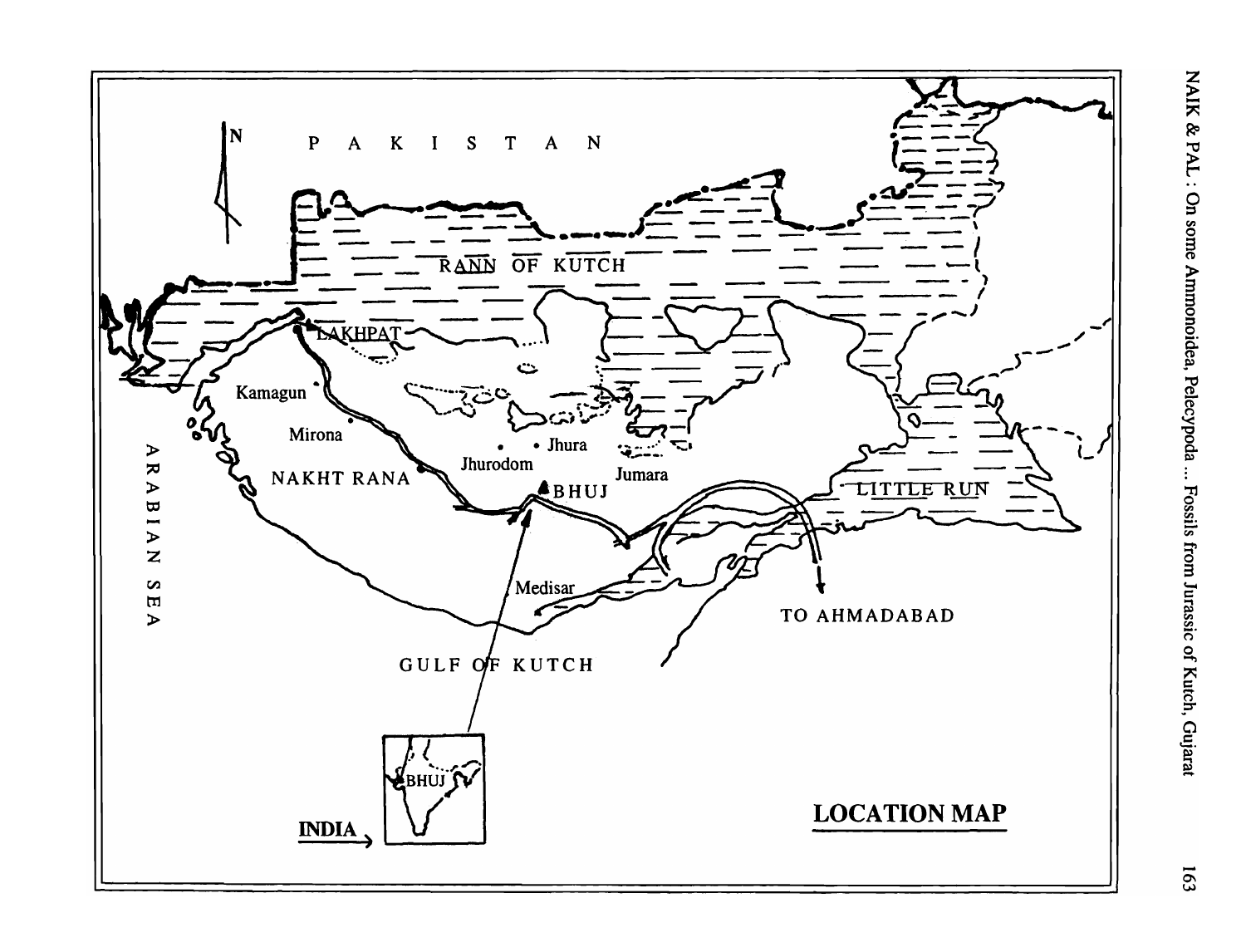**LOCATION MAP**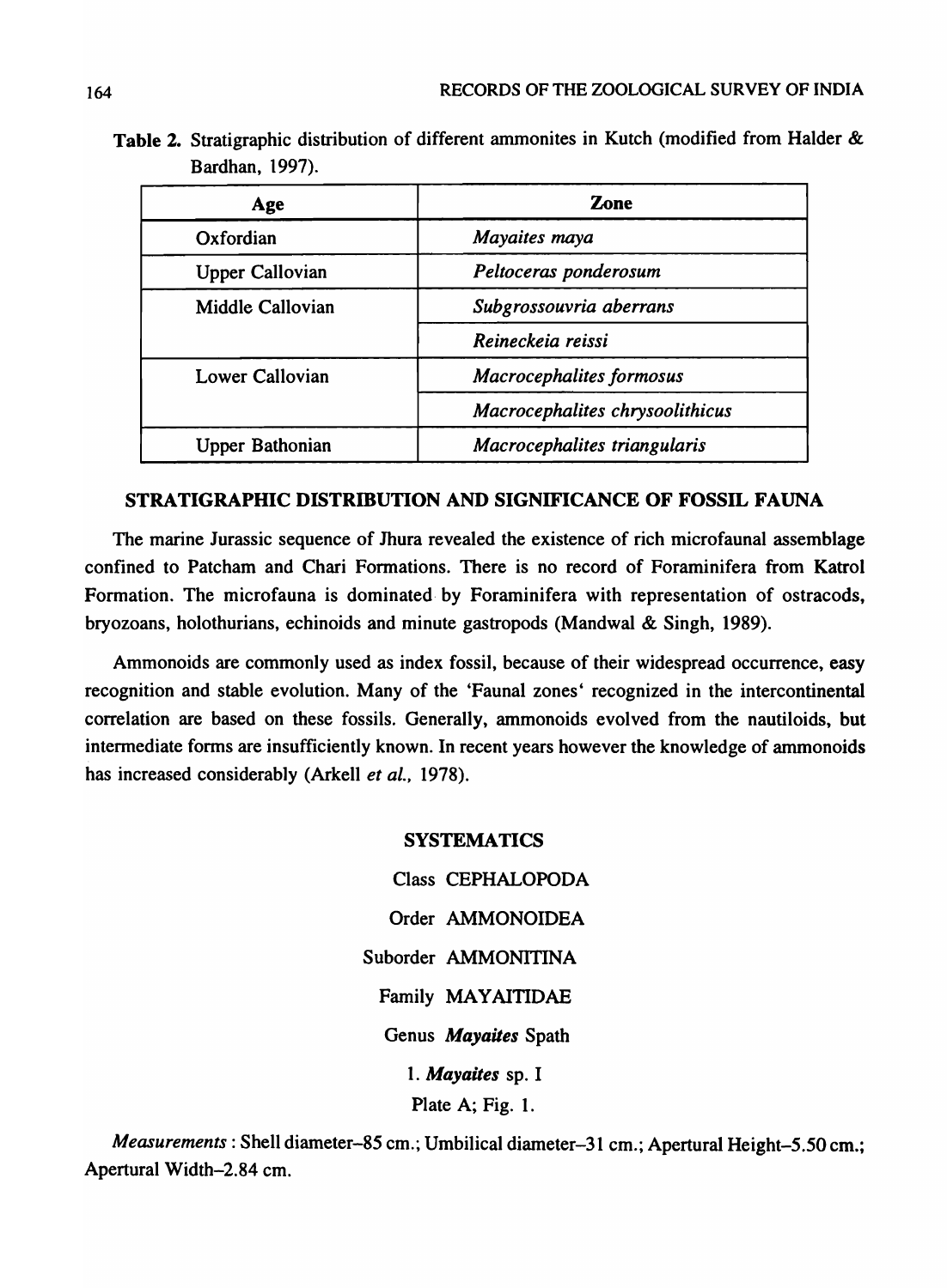**Table 2.** Stratigraphic distribution of different ammonites in Kutch (modified from Halder & Bardhan, 1997).

| Age | Zone |
|---|---|
| Oxfordian | *Mayaites maya* |
| Upper Callovian | *Peltoceras ponderosum* |
| Middle Callovian | *Subgrossouvria aberrans* |
| | *Reineckeia reissi* |
| Lower Callovian | *Macrocephalites formosus* |
| | *Macrocephalites chrysoolithicus* |
| Upper Bathonian | *Macrocephalites triangularis* |

## STRATIGRAPHIC DISTRIBUTION AND SIGNIFICANCE OF FOSSIL FAUNA

The marine Jurassic sequence of Jhura revealed the existence of rich microfaunal assemblage confined to Patcham and Chari Formations. There is no record of Foraminifera from Katrol Formation. The microfauna is dominated by Foraminifera with representation of ostracods, bryozoans, holothurians, echinoids and minute gastropods (Mandwal & Singh, 1989).

Ammonoids are commonly used as index fossil, because of their widespread occurrence, easy recognition and stable evolution. Many of the 'Faunal zones' recognized in the intercontinental correlation are based on these fossils. Generally, ammonoids evolved from the nautiloids, but intermediate forms are insufficiently known. In recent years however the knowledge of ammonoids has increased considerably (Arkell *et al.,* 1978).

## SYSTEMATICS

Class CEPHALOPODA

Order AMMONOIDEA

Suborder AMMONITINA

Family MAYAITIDAE

Genus ***Mayaites*** Spath

1. ***Mayaites*** sp. I

Plate A; Fig. 1.

*Measurements* : Shell diameter–85 cm.; Umbilical diameter–31 cm.; Apertural Height–5.50 cm.; Apertural Width–2.84 cm.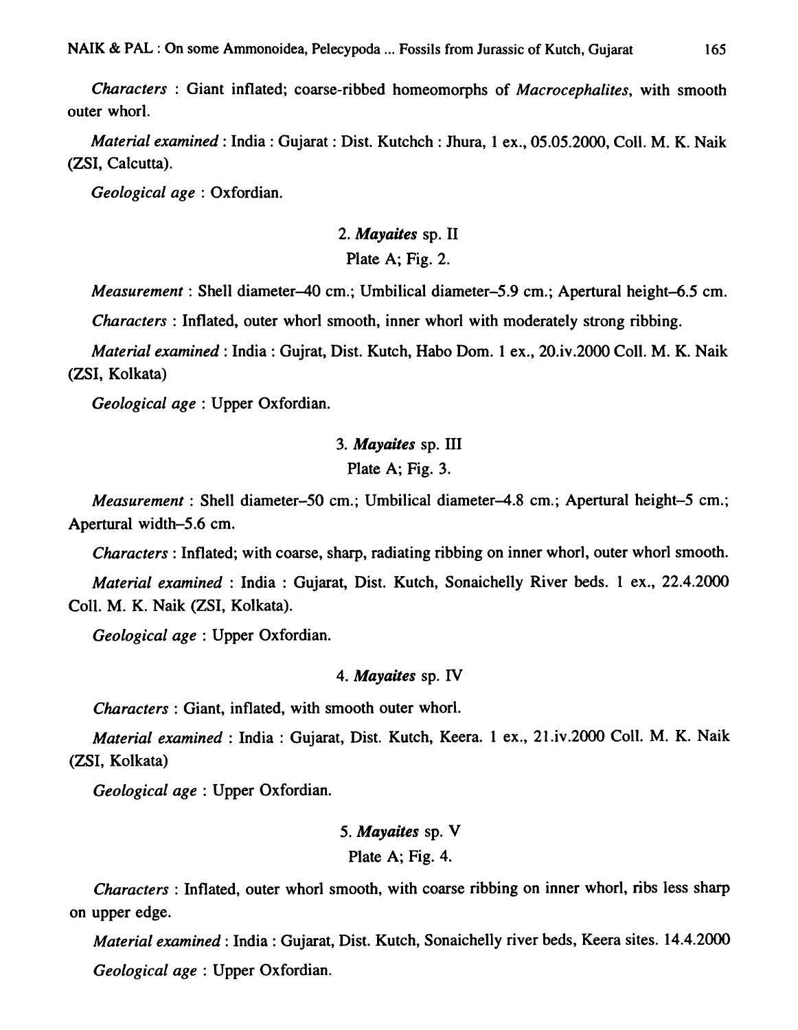*Characters* : Giant inflated; coarse-ribbed homeomorphs of *Macrocephalites*, with smooth outer whorl.

*Material examined* : India : Gujarat : Dist. Kutchch : Jhura, 1 ex., 05.05.2000, Coll. M. K. Naik (ZSI, Calcutta).

*Geological age* : Oxfordian.

### 2. ***Mayaites*** sp. II

Plate A; Fig. 2.

*Measurement* : Shell diameter–40 cm.; Umbilical diameter–5.9 cm.; Apertural height–6.5 cm.

*Characters* : Inflated, outer whorl smooth, inner whorl with moderately strong ribbing.

*Material examined* : India : Gujrat, Dist. Kutch, Habo Dom. 1 ex., 20.iv.2000 Coll. M. K. Naik (ZSI, Kolkata)

*Geological age* : Upper Oxfordian.

### 3. ***Mayaites*** sp. III

Plate A; Fig. 3.

*Measurement* : Shell diameter–50 cm.; Umbilical diameter–4.8 cm.; Apertural height–5 cm.; Apertural width–5.6 cm.

*Characters* : Inflated; with coarse, sharp, radiating ribbing on inner whorl, outer whorl smooth.

*Material examined* : India : Gujarat, Dist. Kutch, Sonaichelly River beds. 1 ex., 22.4.2000 Coll. M. K. Naik (ZSI, Kolkata).

*Geological age* : Upper Oxfordian.

### 4. ***Mayaites*** sp. IV

*Characters* : Giant, inflated, with smooth outer whorl.

*Material examined* : India : Gujarat, Dist. Kutch, Keera. 1 ex., 21.iv.2000 Coll. M. K. Naik (ZSI, Kolkata)

*Geological age* : Upper Oxfordian.

### 5. ***Mayaites*** sp. V

Plate A; Fig. 4.

*Characters* : Inflated, outer whorl smooth, with coarse ribbing on inner whorl, ribs less sharp on upper edge.

*Material examined* : India : Gujarat, Dist. Kutch, Sonaichelly river beds, Keera sites. 14.4.2000

*Geological age* : Upper Oxfordian.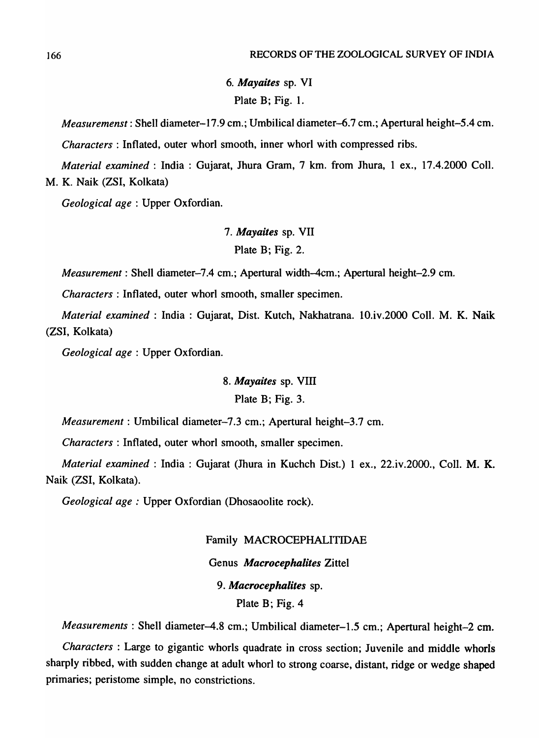### 6. *Mayaites* sp. VI

Plate B; Fig. 1.

*Measuremenst* : Shell diameter–17.9 cm.; Umbilical diameter–6.7 cm.; Apertural height–5.4 cm.

*Characters* : Inflated, outer whorl smooth, inner whorl with compressed ribs.

*Material examined* : India : Gujarat, Jhura Gram, 7 km. from Jhura, 1 ex., 17.4.2000 Coll. M. K. Naik (ZSI, Kolkata)

*Geological age* : Upper Oxfordian.

### 7. *Mayaites* sp. VII

Plate B; Fig. 2.

*Measurement* : Shell diameter–7.4 cm.; Apertural width–4cm.; Apertural height–2.9 cm.

*Characters* : Inflated, outer whorl smooth, smaller specimen.

*Material examined* : India : Gujarat, Dist. Kutch, Nakhatrana. 10.iv.2000 Coll. M. K. Naik (ZSI, Kolkata)

*Geological age* : Upper Oxfordian.

### 8. *Mayaites* sp. VIII

Plate B; Fig. 3.

*Measurement* : Umbilical diameter–7.3 cm.; Apertural height–3.7 cm.

*Characters* : Inflated, outer whorl smooth, smaller specimen.

*Material examined* : India : Gujarat (Jhura in Kuchch Dist.) 1 ex., 22.iv.2000., Coll. M. K. Naik (ZSI, Kolkata).

*Geological age :* Upper Oxfordian (Dhosaoolite rock).

## Family MACROCEPHALITIDAE

## Genus *Macrocephalites* Zittel

### 9. *Macrocephalites* sp.

Plate B; Fig. 4

*Measurements* : Shell diameter–4.8 cm.; Umbilical diameter–1.5 cm.; Apertural height–2 cm.

*Characters* : Large to gigantic whorls quadrate in cross section; Juvenile and middle whorls sharply ribbed, with sudden change at adult whorl to strong coarse, distant, ridge or wedge shaped primaries; peristome simple, no constrictions.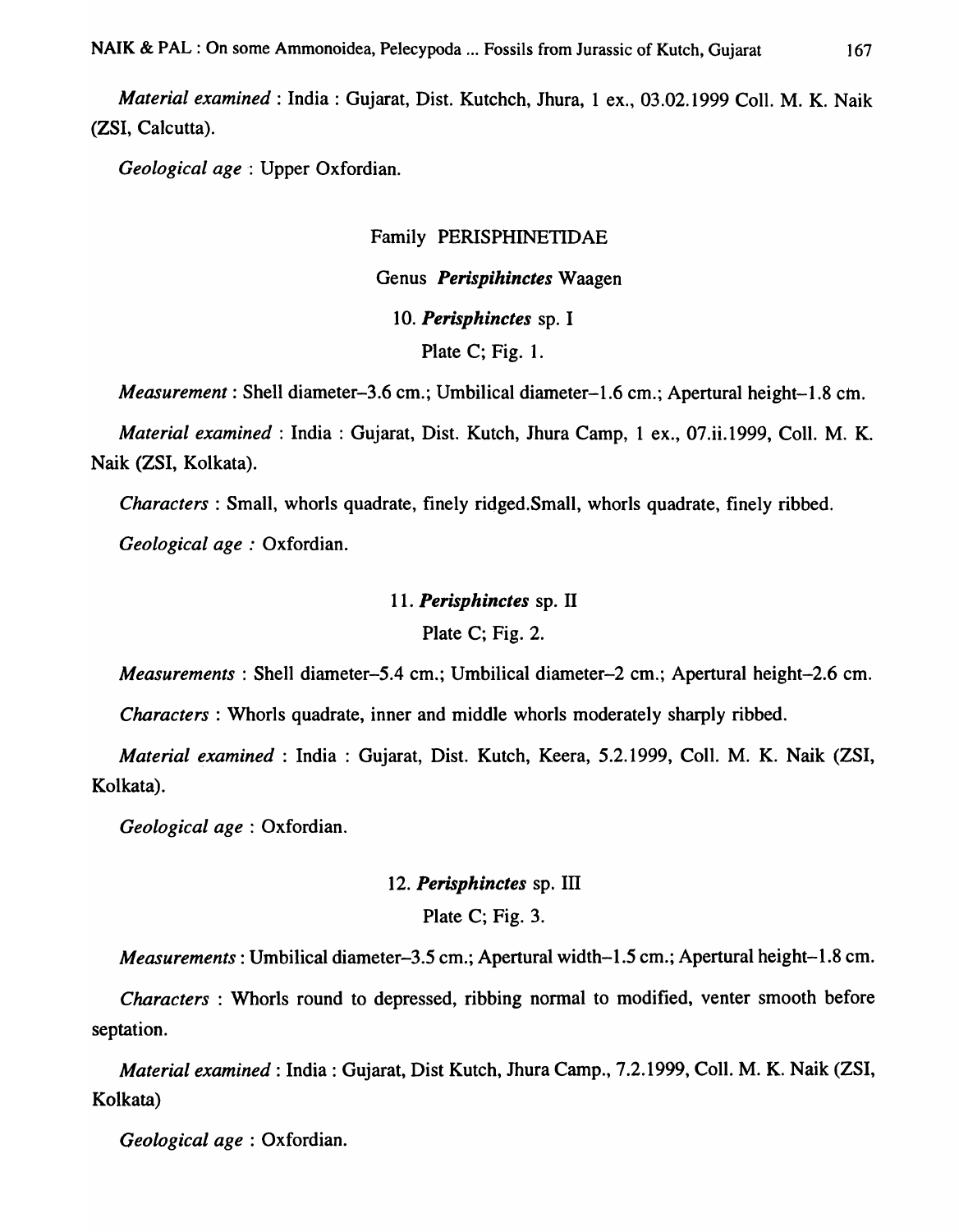*Material examined* : India : Gujarat, Dist. Kutchch, Jhura, 1 ex., 03.02.1999 Coll. M. K. Naik (ZSI, Calcutta).

*Geological age* : Upper Oxfordian.

Family PERISPHINETIDAE

Genus ***Perispihinctes*** Waagen

10. ***Perisphinctes*** sp. I

Plate C; Fig. 1.

*Measurement* : Shell diameter–3.6 cm.; Umbilical diameter–1.6 cm.; Apertural height–1.8 cm.

*Material examined* : India : Gujarat, Dist. Kutch, Jhura Camp, 1 ex., 07.ii.1999, Coll. M. K. Naik (ZSI, Kolkata).

*Characters* : Small, whorls quadrate, finely ridged.Small, whorls quadrate, finely ribbed.

*Geological age :* Oxfordian.

11. ***Perisphinctes*** sp. II

Plate C; Fig. 2.

*Measurements* : Shell diameter–5.4 cm.; Umbilical diameter–2 cm.; Apertural height–2.6 cm.

*Characters* : Whorls quadrate, inner and middle whorls moderately sharply ribbed.

*Material examined* : India : Gujarat, Dist. Kutch, Keera, 5.2.1999, Coll. M. K. Naik (ZSI, Kolkata).

*Geological age* : Oxfordian.

12. ***Perisphinctes*** sp. III

Plate C; Fig. 3.

*Measurements* : Umbilical diameter–3.5 cm.; Apertural width–1.5 cm.; Apertural height–1.8 cm.

*Characters* : Whorls round to depressed, ribbing normal to modified, venter smooth before septation.

*Material examined* : India : Gujarat, Dist Kutch, Jhura Camp., 7.2.1999, Coll. M. K. Naik (ZSI, Kolkata)

*Geological age* : Oxfordian.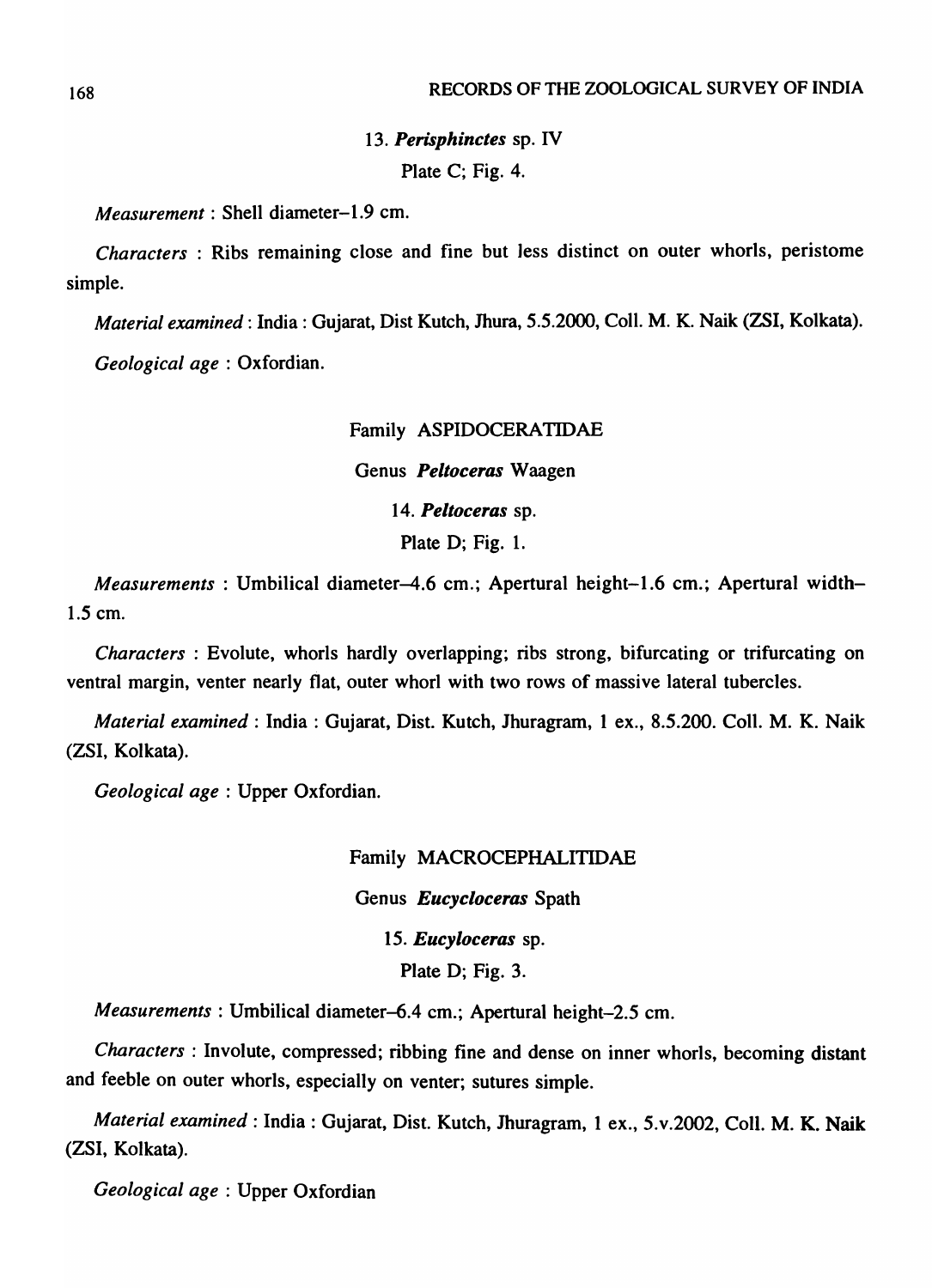### 13. *Perisphinctes* sp. IV

Plate C; Fig. 4.

*Measurement* : Shell diameter–1.9 cm.

*Characters* : Ribs remaining close and fine but less distinct on outer whorls, peristome simple.

*Material examined* : India : Gujarat, Dist Kutch, Jhura, 5.5.2000, Coll. M. K. Naik (ZSI, Kolkata).

*Geological age* : Oxfordian.

## Family ASPIDOCERATIDAE

### Genus *Peltoceras* Waagen

### 14. *Peltoceras* sp.

Plate D; Fig. 1.

*Measurements* : Umbilical diameter–4.6 cm.; Apertural height–1.6 cm.; Apertural width–1.5 cm.

*Characters* : Evolute, whorls hardly overlapping; ribs strong, bifurcating or trifurcating on ventral margin, venter nearly flat, outer whorl with two rows of massive lateral tubercles.

*Material examined* : India : Gujarat, Dist. Kutch, Jhuragram, 1 ex., 8.5.200. Coll. M. K. Naik (ZSI, Kolkata).

*Geological age* : Upper Oxfordian.

## Family MACROCEPHALITIDAE

### Genus *Eucycloceras* Spath

### 15. *Eucyloceras* sp.

Plate D; Fig. 3.

*Measurements* : Umbilical diameter–6.4 cm.; Apertural height–2.5 cm.

*Characters* : Involute, compressed; ribbing fine and dense on inner whorls, becoming distant and feeble on outer whorls, especially on venter; sutures simple.

*Material examined* : India : Gujarat, Dist. Kutch, Jhuragram, 1 ex., 5.v.2002, Coll. M. K. Naik (ZSI, Kolkata).

*Geological age* : Upper Oxfordian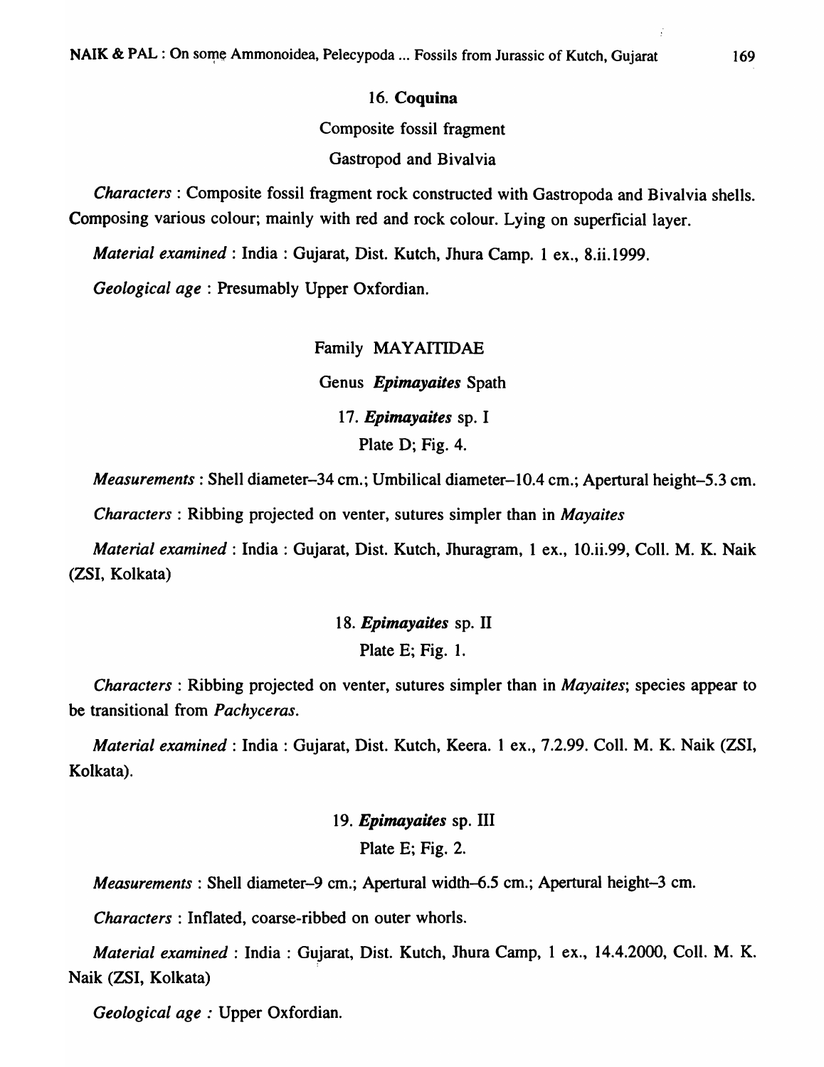### 16. **Coquina**

Composite fossil fragment

Gastropod and Bivalvia

*Characters* : Composite fossil fragment rock constructed with Gastropoda and Bivalvia shells. Composing various colour; mainly with red and rock colour. Lying on superficial layer.

*Material examined* : India : Gujarat, Dist. Kutch, Jhura Camp. 1 ex., 8.ii.1999.

*Geological age* : Presumably Upper Oxfordian.

Family MAYAITIDAE

Genus ***Epimayaites*** Spath

### 17. ***Epimayaites*** sp. I

Plate D; Fig. 4.

*Measurements* : Shell diameter–34 cm.; Umbilical diameter–10.4 cm.; Apertural height–5.3 cm.

*Characters* : Ribbing projected on venter, sutures simpler than in *Mayaites*

*Material examined* : India : Gujarat, Dist. Kutch, Jhuragram, 1 ex., 10.ii.99, Coll. M. K. Naik (ZSI, Kolkata)

### 18. ***Epimayaites*** sp. II

Plate E; Fig. 1.

*Characters* : Ribbing projected on venter, sutures simpler than in *Mayaites*; species appear to be transitional from *Pachyceras*.

*Material examined* : India : Gujarat, Dist. Kutch, Keera. 1 ex., 7.2.99. Coll. M. K. Naik (ZSI, Kolkata).

### 19. ***Epimayaites*** sp. III

Plate E; Fig. 2.

*Measurements* : Shell diameter–9 cm.; Apertural width–6.5 cm.; Apertural height–3 cm.

*Characters* : Inflated, coarse-ribbed on outer whorls.

*Material examined* : India : Gujarat, Dist. Kutch, Jhura Camp, 1 ex., 14.4.2000, Coll. M. K. Naik (ZSI, Kolkata)

*Geological age :* Upper Oxfordian.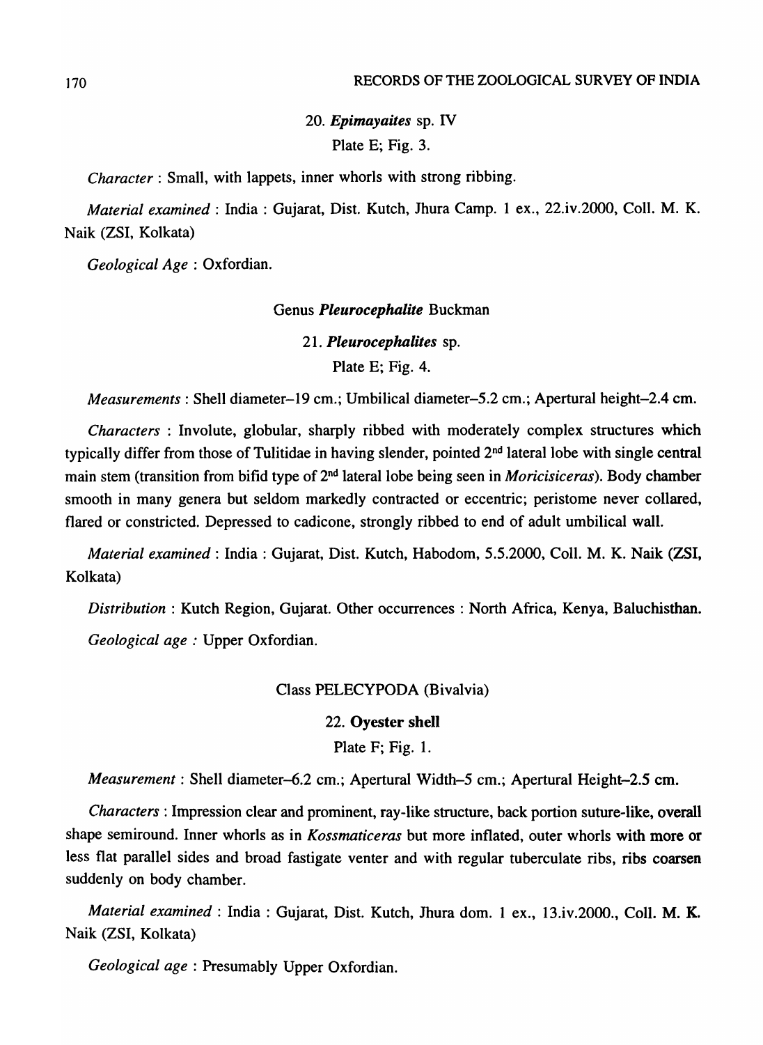### 20. *Epimayaites* sp. IV

Plate E; Fig. 3.

*Character* : Small, with lappets, inner whorls with strong ribbing.

*Material examined* : India : Gujarat, Dist. Kutch, Jhura Camp. 1 ex., 22.iv.2000, Coll. M. K. Naik (ZSI, Kolkata)

*Geological Age* : Oxfordian.

## Genus *Pleurocephalite* Buckman

### 21. *Pleurocephalites* sp.

Plate E; Fig. 4.

*Measurements* : Shell diameter–19 cm.; Umbilical diameter–5.2 cm.; Apertural height–2.4 cm.

*Characters* : Involute, globular, sharply ribbed with moderately complex structures which typically differ from those of Tulitidae in having slender, pointed 2nd lateral lobe with single central main stem (transition from bifid type of 2nd lateral lobe being seen in *Moricisiceras*). Body chamber smooth in many genera but seldom markedly contracted or eccentric; peristome never collared, flared or constricted. Depressed to cadicone, strongly ribbed to end of adult umbilical wall.

*Material examined* : India : Gujarat, Dist. Kutch, Habodom, 5.5.2000, Coll. M. K. Naik (ZSI, Kolkata)

*Distribution* : Kutch Region, Gujarat. Other occurrences : North Africa, Kenya, Baluchisthan.

*Geological age :* Upper Oxfordian.

## Class PELECYPODA (Bivalvia)

### 22. **Oyester shell**

Plate F; Fig. 1.

*Measurement* : Shell diameter–6.2 cm.; Apertural Width–5 cm.; Apertural Height–2.5 cm.

*Characters* : Impression clear and prominent, ray-like structure, back portion suture-like, overall shape semiround. Inner whorls as in *Kossmaticeras* but more inflated, outer whorls with more or less flat parallel sides and broad fastigate venter and with regular tuberculate ribs, ribs coarsen suddenly on body chamber.

*Material examined* : India : Gujarat, Dist. Kutch, Jhura dom. 1 ex., 13.iv.2000., Coll. M. K. Naik (ZSI, Kolkata)

*Geological age* : Presumably Upper Oxfordian.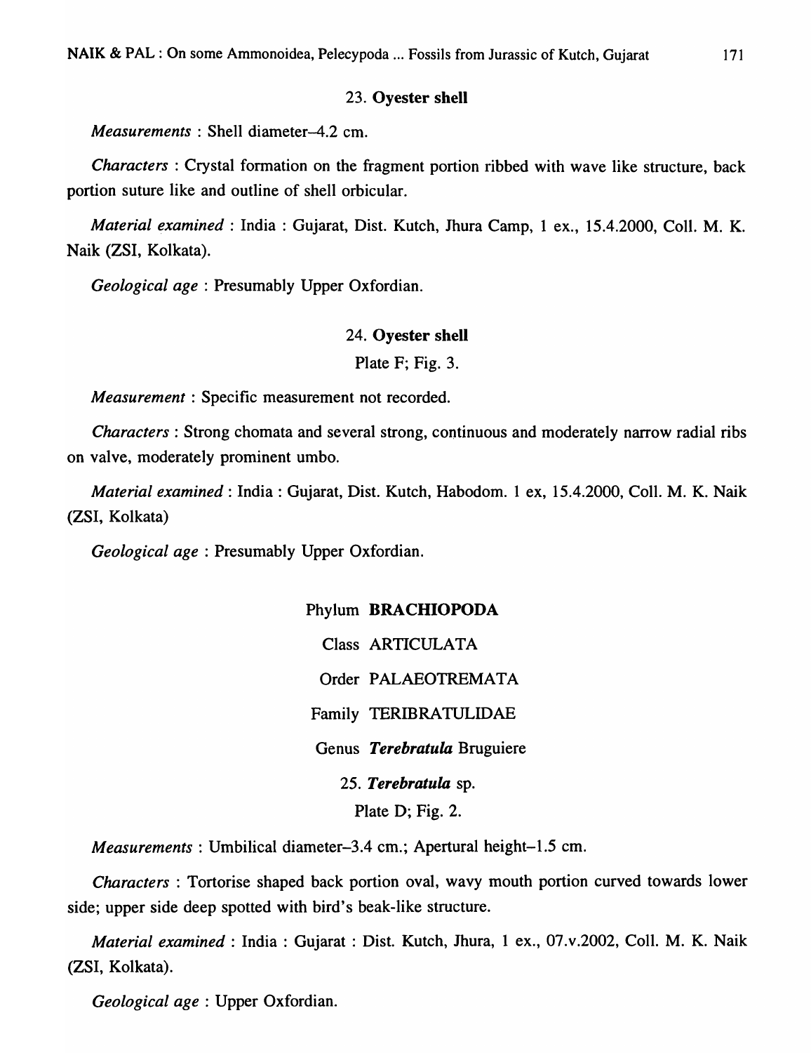### 23. **Oyester shell**

*Measurements* : Shell diameter–4.2 cm.

*Characters* : Crystal formation on the fragment portion ribbed with wave like structure, back portion suture like and outline of shell orbicular.

*Material examined* : India : Gujarat, Dist. Kutch, Jhura Camp, 1 ex., 15.4.2000, Coll. M. K. Naik (ZSI, Kolkata).

*Geological age* : Presumably Upper Oxfordian.

### 24. **Oyester shell**

Plate F; Fig. 3.

*Measurement* : Specific measurement not recorded.

*Characters* : Strong chomata and several strong, continuous and moderately narrow radial ribs on valve, moderately prominent umbo.

*Material examined* : India : Gujarat, Dist. Kutch, Habodom. 1 ex, 15.4.2000, Coll. M. K. Naik (ZSI, Kolkata)

*Geological age* : Presumably Upper Oxfordian.

Phylum **BRACHIOPODA**

Class ARTICULATA

Order PALAEOTREMATA

Family TERIBRATULIDAE

Genus ***Terebratula*** Bruguiere

### 25. ***Terebratula*** sp.

Plate D; Fig. 2.

*Measurements* : Umbilical diameter–3.4 cm.; Apertural height–1.5 cm.

*Characters* : Tortorise shaped back portion oval, wavy mouth portion curved towards lower side; upper side deep spotted with bird's beak-like structure.

*Material examined* : India : Gujarat : Dist. Kutch, Jhura, 1 ex., 07.v.2002, Coll. M. K. Naik (ZSI, Kolkata).

*Geological age* : Upper Oxfordian.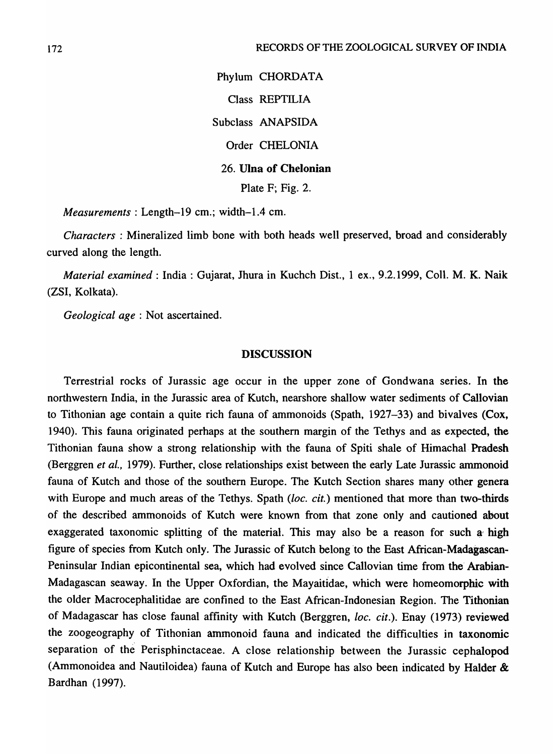Phylum CHORDATA

Class REPTILIA

Subclass ANAPSIDA

Order CHELONIA

### 26. Ulna of Chelonian

Plate F; Fig. 2.

*Measurements* : Length–19 cm.; width–1.4 cm.

*Characters* : Mineralized limb bone with both heads well preserved, broad and considerably curved along the length.

*Material examined* : India : Gujarat, Jhura in Kuchch Dist., 1 ex., 9.2.1999, Coll. M. K. Naik (ZSI, Kolkata).

*Geological age* : Not ascertained.

## DISCUSSION

Terrestrial rocks of Jurassic age occur in the upper zone of Gondwana series. In the northwestern India, in the Jurassic area of Kutch, nearshore shallow water sediments of Callovian to Tithonian age contain a quite rich fauna of ammonoids (Spath, 1927–33) and bivalves (Cox, 1940). This fauna originated perhaps at the southern margin of the Tethys and as expected, the Tithonian fauna show a strong relationship with the fauna of Spiti shale of Himachal Pradesh (Berggren *et al.,* 1979). Further, close relationships exist between the early Late Jurassic ammonoid fauna of Kutch and those of the southern Europe. The Kutch Section shares many other genera with Europe and much areas of the Tethys. Spath (*loc. cit.*) mentioned that more than two-thirds of the described ammonoids of Kutch were known from that zone only and cautioned about exaggerated taxonomic splitting of the material. This may also be a reason for such a high figure of species from Kutch only. The Jurassic of Kutch belong to the East African-Madagascan-Peninsular Indian epicontinental sea, which had evolved since Callovian time from the Arabian-Madagascan seaway. In the Upper Oxfordian, the Mayaitidae, which were homeomorphic with the older Macrocephalitidae are confined to the East African-Indonesian Region. The Tithonian of Madagascar has close faunal affinity with Kutch (Berggren, *loc. cit.*). Enay (1973) reviewed the zoogeography of Tithonian ammonoid fauna and indicated the difficulties in taxonomic separation of the Perisphinctaceae. A close relationship between the Jurassic cephalopod (Ammonoidea and Nautiloidea) fauna of Kutch and Europe has also been indicated by Halder & Bardhan (1997).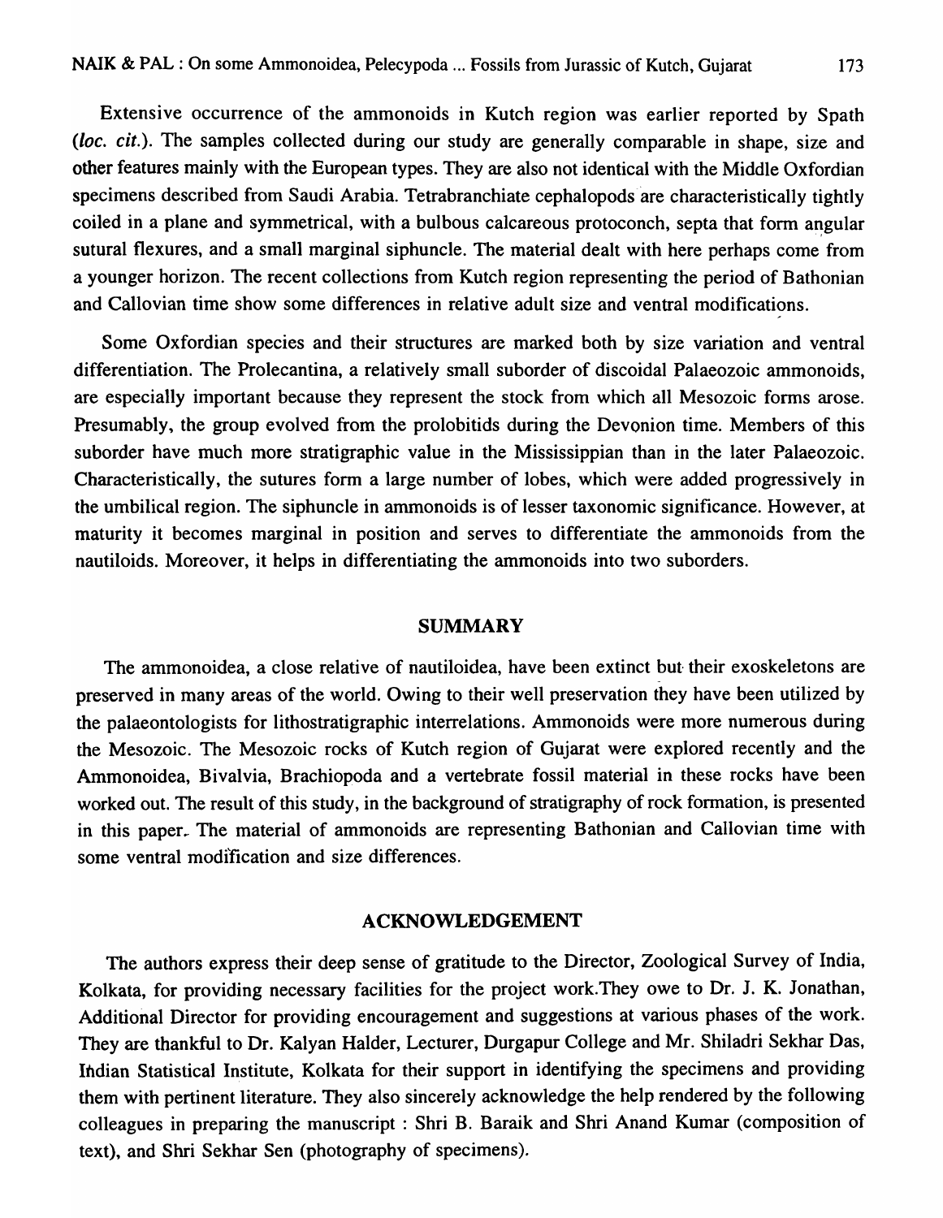Extensive occurrence of the ammonoids in Kutch region was earlier reported by Spath (*loc. cit.*). The samples collected during our study are generally comparable in shape, size and other features mainly with the European types. They are also not identical with the Middle Oxfordian specimens described from Saudi Arabia. Tetrabranchiate cephalopods are characteristically tightly coiled in a plane and symmetrical, with a bulbous calcareous protoconch, septa that form angular sutural flexures, and a small marginal siphuncle. The material dealt with here perhaps come from a younger horizon. The recent collections from Kutch region representing the period of Bathonian and Callovian time show some differences in relative adult size and ventral modifications.

Some Oxfordian species and their structures are marked both by size variation and ventral differentiation. The Prolecantina, a relatively small suborder of discoidal Palaeozoic ammonoids, are especially important because they represent the stock from which all Mesozoic forms arose. Presumably, the group evolved from the prolobitids during the Devonion time. Members of this suborder have much more stratigraphic value in the Mississippian than in the later Palaeozoic. Characteristically, the sutures form a large number of lobes, which were added progressively in the umbilical region. The siphuncle in ammonoids is of lesser taxonomic significance. However, at maturity it becomes marginal in position and serves to differentiate the ammonoids from the nautiloids. Moreover, it helps in differentiating the ammonoids into two suborders.

## SUMMARY

The ammonoidea, a close relative of nautiloidea, have been extinct but their exoskeletons are preserved in many areas of the world. Owing to their well preservation they have been utilized by the palaeontologists for lithostratigraphic interrelations. Ammonoids were more numerous during the Mesozoic. The Mesozoic rocks of Kutch region of Gujarat were explored recently and the Ammonoidea, Bivalvia, Brachiopoda and a vertebrate fossil material in these rocks have been worked out. The result of this study, in the background of stratigraphy of rock formation, is presented in this paper. The material of ammonoids are representing Bathonian and Callovian time with some ventral modification and size differences.

## ACKNOWLEDGEMENT

The authors express their deep sense of gratitude to the Director, Zoological Survey of India, Kolkata, for providing necessary facilities for the project work.They owe to Dr. J. K. Jonathan, Additional Director for providing encouragement and suggestions at various phases of the work. They are thankful to Dr. Kalyan Halder, Lecturer, Durgapur College and Mr. Shiladri Sekhar Das, Indian Statistical Institute, Kolkata for their support in identifying the specimens and providing them with pertinent literature. They also sincerely acknowledge the help rendered by the following colleagues in preparing the manuscript : Shri B. Baraik and Shri Anand Kumar (composition of text), and Shri Sekhar Sen (photography of specimens).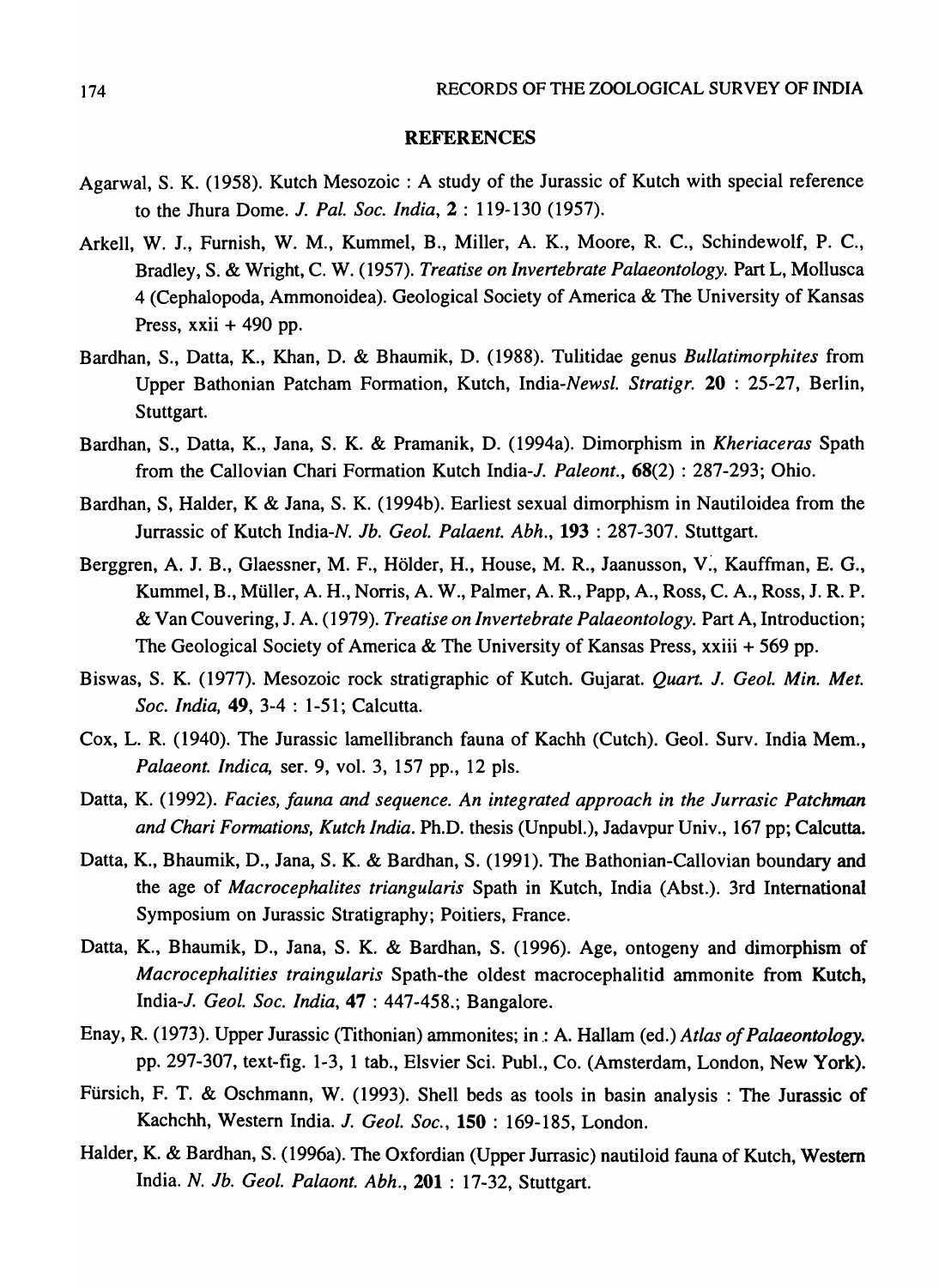## REFERENCES

Agarwal, S. K. (1958). Kutch Mesozoic : A study of the Jurassic of Kutch with special reference to the Jhura Dome. *J. Pal. Soc. India*, **2** : 119-130 (1957).

Arkell, W. J., Furnish, W. M., Kummel, B., Miller, A. K., Moore, R. C., Schindewolf, P. C., Bradley, S. & Wright, C. W. (1957). *Treatise on Invertebrate Palaeontology.* Part L, Mollusca 4 (Cephalopoda, Ammonoidea). Geological Society of America & The University of Kansas Press, xxii + 490 pp.

Bardhan, S., Datta, K., Khan, D. & Bhaumik, D. (1988). Tulitidae genus *Bullatimorphites* from Upper Bathonian Patcham Formation, Kutch, India-*Newsl. Stratigr.* **20** : 25-27, Berlin, Stuttgart.

Bardhan, S., Datta, K., Jana, S. K. & Pramanik, D. (1994a). Dimorphism in *Kheriaceras* Spath from the Callovian Chari Formation Kutch India-*J. Paleont.*, **68**(2) : 287-293; Ohio.

Bardhan, S, Halder, K & Jana, S. K. (1994b). Earliest sexual dimorphism in Nautiloidea from the Jurrassic of Kutch India-*N. Jb. Geol. Palaent. Abh.*, **193** : 287-307. Stuttgart.

Berggren, A. J. B., Glaessner, M. F., Hölder, H., House, M. R., Jaanusson, V., Kauffman, E. G., Kummel, B., Müller, A. H., Norris, A. W., Palmer, A. R., Papp, A., Ross, C. A., Ross, J. R. P. & Van Couvering, J. A. (1979). *Treatise on Invertebrate Palaeontology.* Part A, Introduction; The Geological Society of America & The University of Kansas Press, xxiii + 569 pp.

Biswas, S. K. (1977). Mesozoic rock stratigraphic of Kutch. Gujarat. *Quart. J. Geol. Min. Met. Soc. India,* **49**, 3-4 : 1-51; Calcutta.

Cox, L. R. (1940). The Jurassic lamellibranch fauna of Kachh (Cutch). Geol. Surv. India Mem., *Palaeont. Indica,* ser. 9, vol. 3, 157 pp., 12 pls.

Datta, K. (1992). *Facies, fauna and sequence. An integrated approach in the Jurrasic Patchman and Chari Formations, Kutch India.* Ph.D. thesis (Unpubl.), Jadavpur Univ., 167 pp; Calcutta.

Datta, K., Bhaumik, D., Jana, S. K. & Bardhan, S. (1991). The Bathonian-Callovian boundary and the age of *Macrocephalites triangularis* Spath in Kutch, India (Abst.). 3rd International Symposium on Jurassic Stratigraphy; Poitiers, France.

Datta, K., Bhaumik, D., Jana, S. K. & Bardhan, S. (1996). Age, ontogeny and dimorphism of *Macrocephalities traingularis* Spath-the oldest macrocephalitid ammonite from Kutch, India-*J. Geol. Soc. India*, **47** : 447-458.; Bangalore.

Enay, R. (1973). Upper Jurassic (Tithonian) ammonites; in : A. Hallam (ed.) *Atlas of Palaeontology.* pp. 297-307, text-fig. 1-3, 1 tab., Elsvier Sci. Publ., Co. (Amsterdam, London, New York).

Fürsich, F. T. & Oschmann, W. (1993). Shell beds as tools in basin analysis : The Jurassic of Kachchh, Western India. *J. Geol. Soc.*, **150** : 169-185, London.

Halder, K. & Bardhan, S. (1996a). The Oxfordian (Upper Jurrasic) nautiloid fauna of Kutch, Western India. *N. Jb. Geol. Palaont. Abh.*, **201** : 17-32, Stuttgart.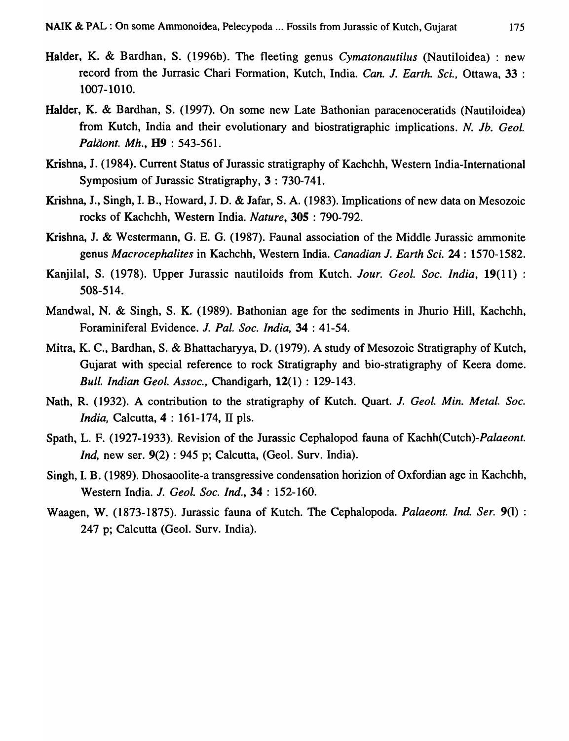Halder, K. & Bardhan, S. (1996b). The fleeting genus *Cymatonautilus* (Nautiloidea) : new record from the Jurrasic Chari Formation, Kutch, India. *Can. J. Earth. Sci.,* Ottawa, **33** : 1007-1010.

Halder, K. & Bardhan, S. (1997). On some new Late Bathonian paracenoceratids (Nautiloidea) from Kutch, India and their evolutionary and biostratigraphic implications. *N. Jb. Geol. Paläont. Mh.,* **H9** : 543-561.

Krishna, J. (1984). Current Status of Jurassic stratigraphy of Kachchh, Western India-International Symposium of Jurassic Stratigraphy, **3** : 730-741.

Krishna, J., Singh, I. B., Howard, J. D. & Jafar, S. A. (1983). Implications of new data on Mesozoic rocks of Kachchh, Western India. *Nature,* **305** : 790-792.

Krishna, J. & Westermann, G. E. G. (1987). Faunal association of the Middle Jurassic ammonite genus *Macrocephalites* in Kachchh, Western India. *Canadian J. Earth Sci.* **24** : 1570-1582.

Kanjilal, S. (1978). Upper Jurassic nautiloids from Kutch. *Jour. Geol. Soc. India,* **19**(11) : 508-514.

Mandwal, N. & Singh, S. K. (1989). Bathonian age for the sediments in Jhurio Hill, Kachchh, Foraminiferal Evidence. *J. Pal. Soc. India,* **34** : 41-54.

Mitra, K. C., Bardhan, S. & Bhattacharyya, D. (1979). A study of Mesozoic Stratigraphy of Kutch, Gujarat with special reference to rock Stratigraphy and bio-stratigraphy of Keera dome. *Bull. Indian Geol. Assoc.,* Chandigarh, **12**(1) : 129-143.

Nath, R. (1932). A contribution to the stratigraphy of Kutch. Quart. *J. Geol. Min. Metal. Soc. India,* Calcutta, **4** : 161-174, II pls.

Spath, L. F. (1927-1933). Revision of the Jurassic Cephalopod fauna of Kachh(Cutch)-*Palaeont. Ind,* new ser. **9**(2) : 945 p; Calcutta, (Geol. Surv. India).

Singh, I. B. (1989). Dhosaoolite-a transgressive condensation horizion of Oxfordian age in Kachchh, Western India. *J. Geol. Soc. Ind.,* **34** : 152-160.

Waagen, W. (1873-1875). Jurassic fauna of Kutch. The Cephalopoda. *Palaeont. Ind. Ser.* **9**(l) : 247 p; Calcutta (Geol. Surv. India).